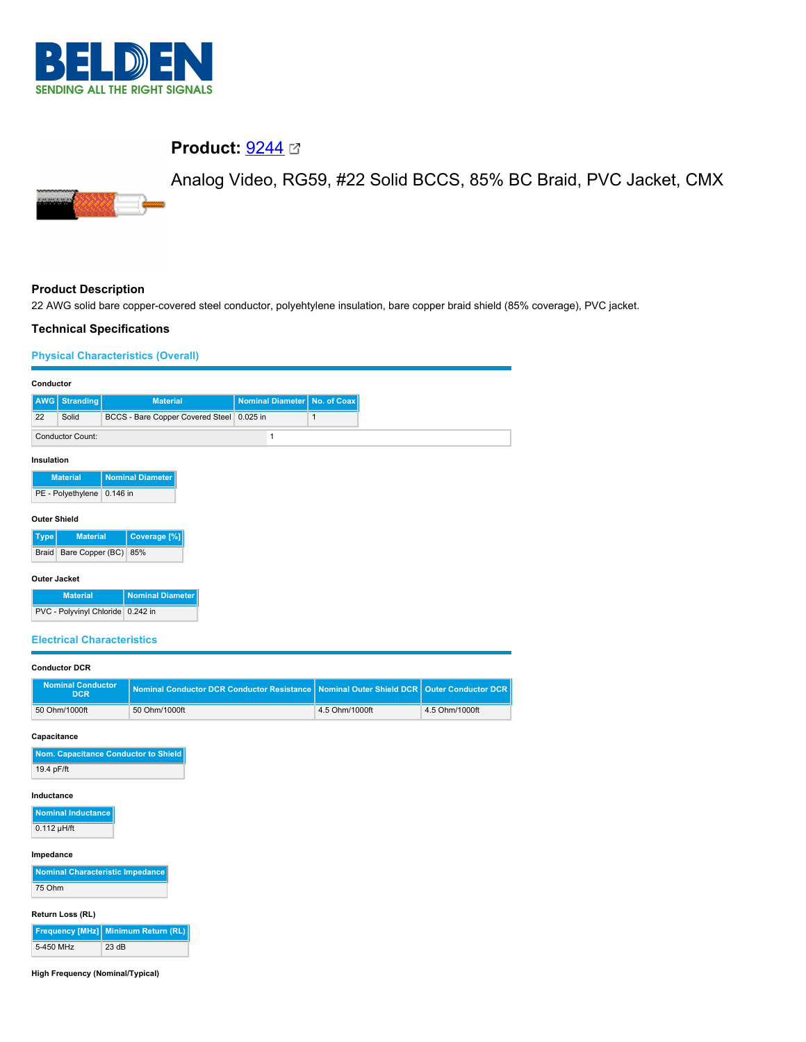BELDEN
SENDING ALL THE RIGHT SIGNALS

# Product: 9244

Analog Video, RG59, #22 Solid BCCS, 85% BC Braid, PVC Jacket, CMX

## Product Description

22 AWG solid bare copper-covered steel conductor, polyehtylene insulation, bare copper braid shield (85% coverage), PVC jacket.

## Technical Specifications

### Physical Characteristics (Overall)

**Conductor**

| AWG | Stranding | Material | Nominal Diameter | No. of Coax |
|---|---|---|---|---|
| 22 | Solid | BCCS - Bare Copper Covered Steel | 0.025 in | 1 |

| Conductor Count: | 1 |
|---|---|

**Insulation**

| Material | Nominal Diameter |
|---|---|
| PE - Polyethylene | 0.146 in |

**Outer Shield**

| Type | Material | Coverage [%] |
|---|---|---|
| Braid | Bare Copper (BC) | 85% |

**Outer Jacket**

| Material | Nominal Diameter |
|---|---|
| PVC - Polyvinyl Chloride | 0.242 in |

### Electrical Characteristics

**Conductor DCR**

| Nominal Conductor DCR | Nominal Conductor DCR Conductor Resistance | Nominal Outer Shield DCR | Outer Conductor DCR |
|---|---|---|---|
| 50 Ohm/1000ft | 50 Ohm/1000ft | 4.5 Ohm/1000ft | 4.5 Ohm/1000ft |

**Capacitance**

| Nom. Capacitance Conductor to Shield |
|---|
| 19.4 pF/ft |

**Inductance**

| Nominal Inductance |
|---|
| 0.112 µH/ft |

**Impedance**

| Nominal Characteristic Impedance |
|---|
| 75 Ohm |

**Return Loss (RL)**

| Frequency [MHz] | Minimum Return (RL) |
|---|---|
| 5-450 MHz | 23 dB |

**High Frequency (Nominal/Typical)**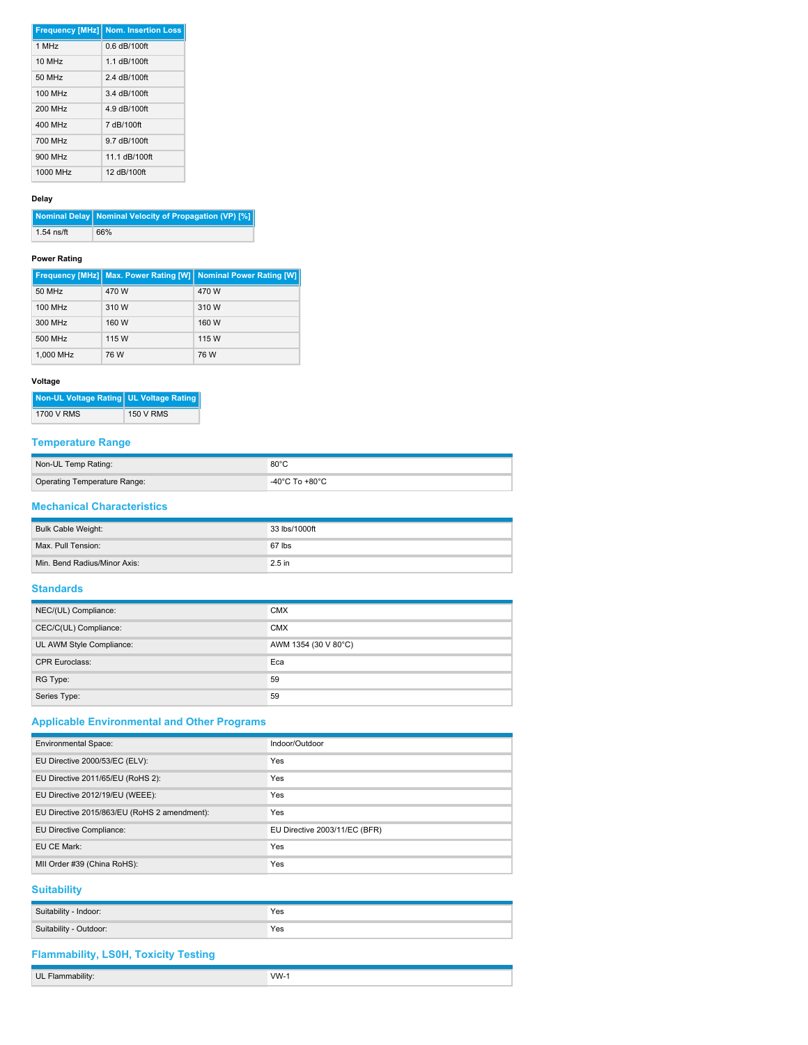| Frequency [MHz] | Nom. Insertion Loss |
| --- | --- |
| 1 MHz | 0.6 dB/100ft |
| 10 MHz | 1.1 dB/100ft |
| 50 MHz | 2.4 dB/100ft |
| 100 MHz | 3.4 dB/100ft |
| 200 MHz | 4.9 dB/100ft |
| 400 MHz | 7 dB/100ft |
| 700 MHz | 9.7 dB/100ft |
| 900 MHz | 11.1 dB/100ft |
| 1000 MHz | 12 dB/100ft |

**Delay**

| Nominal Delay | Nominal Velocity of Propagation (VP) [%] |
| --- | --- |
| 1.54 ns/ft | 66% |

**Power Rating**

| Frequency [MHz] | Max. Power Rating [W] | Nominal Power Rating [W] |
| --- | --- | --- |
| 50 MHz | 470 W | 470 W |
| 100 MHz | 310 W | 310 W |
| 300 MHz | 160 W | 160 W |
| 500 MHz | 115 W | 115 W |
| 1,000 MHz | 76 W | 76 W |

**Voltage**

| Non-UL Voltage Rating | UL Voltage Rating |
| --- | --- |
| 1700 V RMS | 150 V RMS |

## Temperature Range

| | |
| --- | --- |
| Non-UL Temp Rating: | 80°C |
| Operating Temperature Range: | -40°C To +80°C |

## Mechanical Characteristics

| | |
| --- | --- |
| Bulk Cable Weight: | 33 lbs/1000ft |
| Max. Pull Tension: | 67 lbs |
| Min. Bend Radius/Minor Axis: | 2.5 in |

## Standards

| | |
| --- | --- |
| NEC/(UL) Compliance: | CMX |
| CEC/C(UL) Compliance: | CMX |
| UL AWM Style Compliance: | AWM 1354 (30 V 80°C) |
| CPR Euroclass: | Eca |
| RG Type: | 59 |
| Series Type: | 59 |

## Applicable Environmental and Other Programs

| | |
| --- | --- |
| Environmental Space: | Indoor/Outdoor |
| EU Directive 2000/53/EC (ELV): | Yes |
| EU Directive 2011/65/EU (RoHS 2): | Yes |
| EU Directive 2012/19/EU (WEEE): | Yes |
| EU Directive 2015/863/EU (RoHS 2 amendment): | Yes |
| EU Directive Compliance: | EU Directive 2003/11/EC (BFR) |
| EU CE Mark: | Yes |
| MII Order #39 (China RoHS): | Yes |

## Suitability

| | |
| --- | --- |
| Suitability - Indoor: | Yes |
| Suitability - Outdoor: | Yes |

## Flammability, LS0H, Toxicity Testing

| | |
| --- | --- |
| UL Flammability: | VW-1 |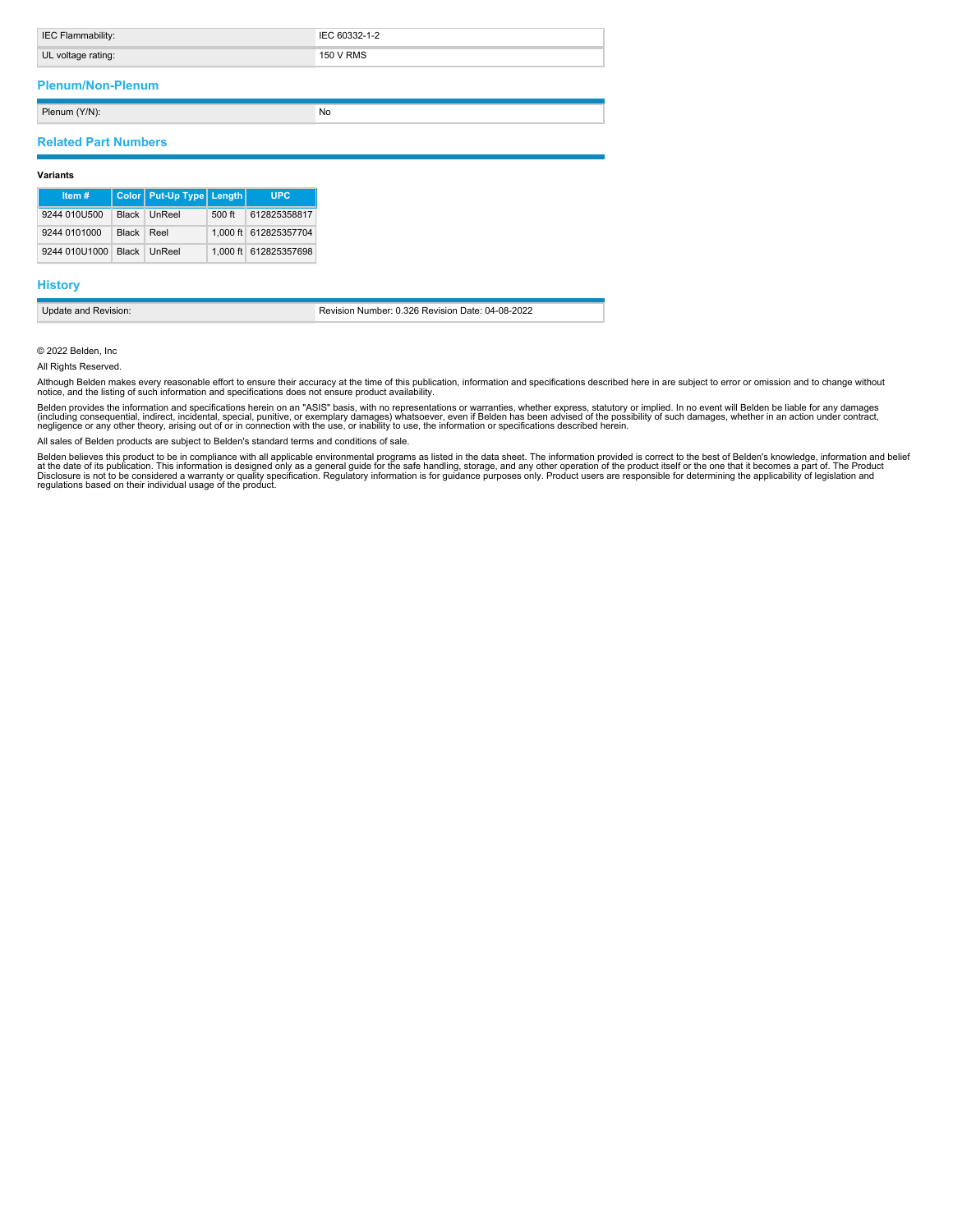| | |
|---|---|
| IEC Flammability: | IEC 60332-1-2 |
| UL voltage rating: | 150 V RMS |

## Plenum/Non-Plenum

| | |
|---|---|
| Plenum (Y/N): | No |

## Related Part Numbers

**Variants**

| Item # | Color | Put-Up Type | Length | UPC |
|---|---|---|---|---|
| 9244 010U500 | Black | UnReel | 500 ft | 612825358817 |
| 9244 0101000 | Black | Reel | 1,000 ft | 612825357704 |
| 9244 010U1000 | Black | UnReel | 1,000 ft | 612825357698 |

## History

| | |
|---|---|
| Update and Revision: | Revision Number: 0.326 Revision Date: 04-08-2022 |

© 2022 Belden, Inc

All Rights Reserved.

Although Belden makes every reasonable effort to ensure their accuracy at the time of this publication, information and specifications described here in are subject to error or omission and to change without notice, and the listing of such information and specifications does not ensure product availability.

Belden provides the information and specifications herein on an "ASIS" basis, with no representations or warranties, whether express, statutory or implied. In no event will Belden be liable for any damages (including consequential, indirect, incidental, special, punitive, or exemplary damages) whatsoever, even if Belden has been advised of the possibility of such damages, whether in an action under contract, negligence or any other theory, arising out of or in connection with the use, or inability to use, the information or specifications described herein.

All sales of Belden products are subject to Belden's standard terms and conditions of sale.

Belden believes this product to be in compliance with all applicable environmental programs as listed in the data sheet. The information provided is correct to the best of Belden's knowledge, information and belief at the date of its publication. This information is designed only as a general guide for the safe handling, storage, and any other operation of the product itself or the one that it becomes a part of. The Product Disclosure is not to be considered a warranty or quality specification. Regulatory information is for guidance purposes only. Product users are responsible for determining the applicability of legislation and regulations based on their individual usage of the product.